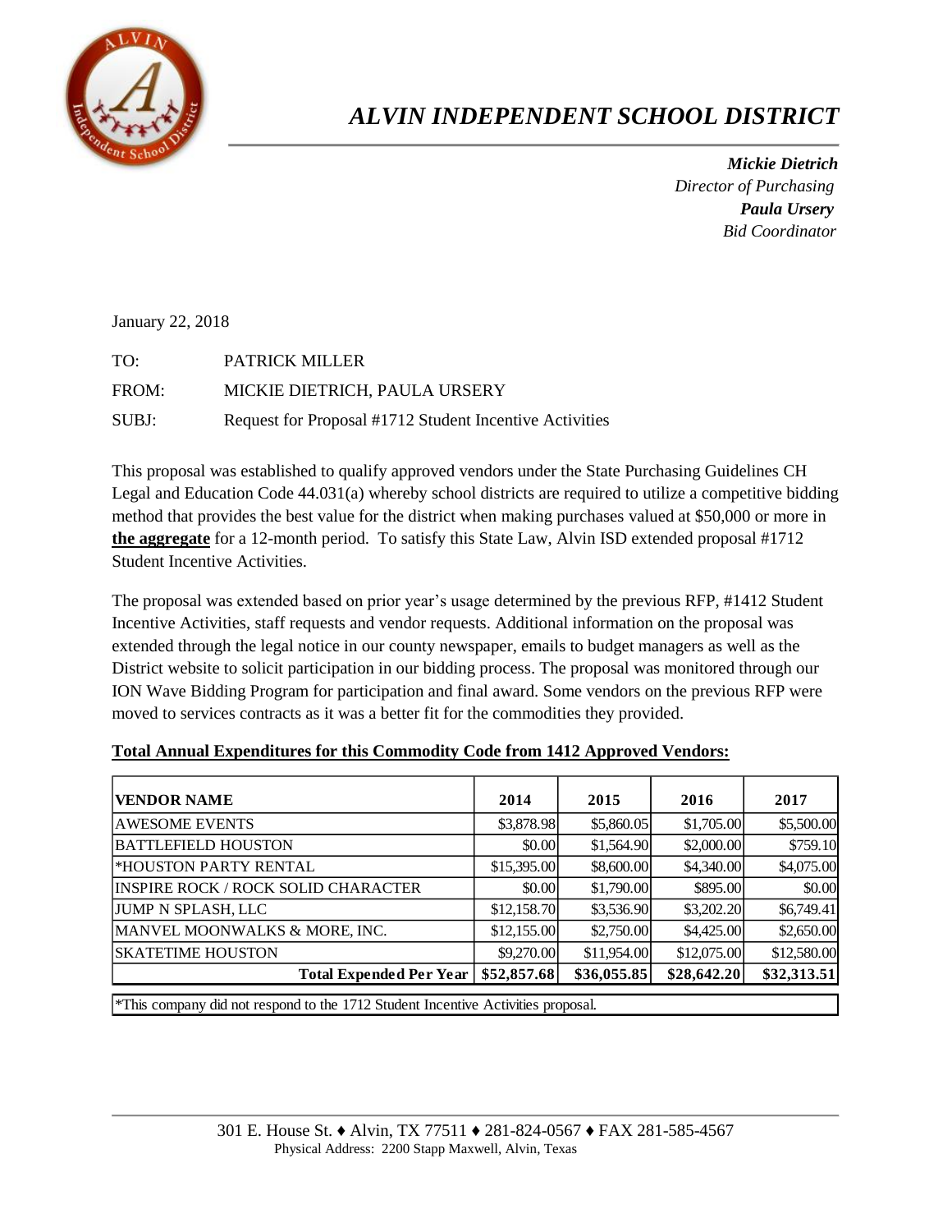# *ALVIN INDEPENDENT SCHOOL DISTRICT*

***Mickie Dietrich***
*Director of Purchasing*
***Paula Ursery***
*Bid Coordinator*

January 22, 2018

TO: PATRICK MILLER

FROM: MICKIE DIETRICH, PAULA URSERY

SUBJ: Request for Proposal #1712 Student Incentive Activities

This proposal was established to qualify approved vendors under the State Purchasing Guidelines CH Legal and Education Code 44.031(a) whereby school districts are required to utilize a competitive bidding method that provides the best value for the district when making purchases valued at $50,000 or more in **the aggregate** for a 12-month period. To satisfy this State Law, Alvin ISD extended proposal #1712 Student Incentive Activities.

The proposal was extended based on prior year's usage determined by the previous RFP, #1412 Student Incentive Activities, staff requests and vendor requests. Additional information on the proposal was extended through the legal notice in our county newspaper, emails to budget managers as well as the District website to solicit participation in our bidding process. The proposal was monitored through our ION Wave Bidding Program for participation and final award. Some vendors on the previous RFP were moved to services contracts as it was a better fit for the commodities they provided.

**Total Annual Expenditures for this Commodity Code from 1412 Approved Vendors:**

| VENDOR NAME | 2014 | 2015 | 2016 | 2017 |
|---|---|---|---|---|
| AWESOME EVENTS | $3,878.98 | $5,860.05 | $1,705.00 | $5,500.00 |
| BATTLEFIELD HOUSTON | $0.00 | $1,564.90 | $2,000.00 | $759.10 |
| *HOUSTON PARTY RENTAL | $15,395.00 | $8,600.00 | $4,340.00 | $4,075.00 |
| INSPIRE ROCK / ROCK SOLID CHARACTER | $0.00 | $1,790.00 | $895.00 | $0.00 |
| JUMP N SPLASH, LLC | $12,158.70 | $3,536.90 | $3,202.20 | $6,749.41 |
| MANVEL MOONWALKS & MORE, INC. | $12,155.00 | $2,750.00 | $4,425.00 | $2,650.00 |
| SKATETIME HOUSTON | $9,270.00 | $11,954.00 | $12,075.00 | $12,580.00 |
| **Total Expended Per Year** | **$52,857.68** | **$36,055.85** | **$28,642.20** | **$32,313.51** |

*This company did not respond to the 1712 Student Incentive Activities proposal.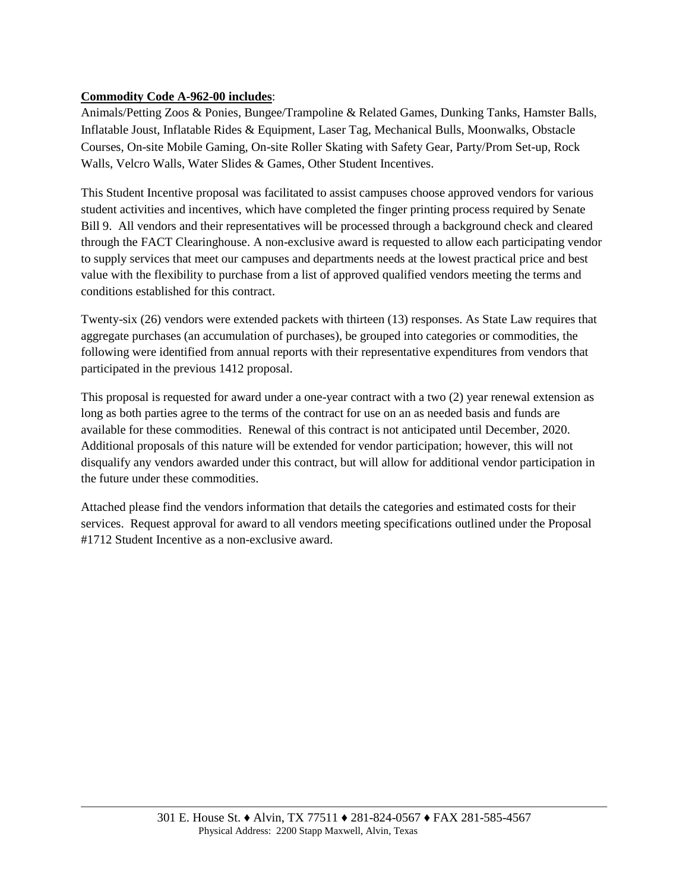**Commodity Code A-962-00 includes**:
Animals/Petting Zoos & Ponies, Bungee/Trampoline & Related Games, Dunking Tanks, Hamster Balls, Inflatable Joust, Inflatable Rides & Equipment, Laser Tag, Mechanical Bulls, Moonwalks, Obstacle Courses, On-site Mobile Gaming, On-site Roller Skating with Safety Gear, Party/Prom Set-up, Rock Walls, Velcro Walls, Water Slides & Games, Other Student Incentives.

This Student Incentive proposal was facilitated to assist campuses choose approved vendors for various student activities and incentives, which have completed the finger printing process required by Senate Bill 9. All vendors and their representatives will be processed through a background check and cleared through the FACT Clearinghouse. A non-exclusive award is requested to allow each participating vendor to supply services that meet our campuses and departments needs at the lowest practical price and best value with the flexibility to purchase from a list of approved qualified vendors meeting the terms and conditions established for this contract.

Twenty-six (26) vendors were extended packets with thirteen (13) responses. As State Law requires that aggregate purchases (an accumulation of purchases), be grouped into categories or commodities, the following were identified from annual reports with their representative expenditures from vendors that participated in the previous 1412 proposal.

This proposal is requested for award under a one-year contract with a two (2) year renewal extension as long as both parties agree to the terms of the contract for use on an as needed basis and funds are available for these commodities. Renewal of this contract is not anticipated until December, 2020. Additional proposals of this nature will be extended for vendor participation; however, this will not disqualify any vendors awarded under this contract, but will allow for additional vendor participation in the future under these commodities.

Attached please find the vendors information that details the categories and estimated costs for their services. Request approval for award to all vendors meeting specifications outlined under the Proposal #1712 Student Incentive as a non-exclusive award.

301 E. House St. ♦ Alvin, TX 77511 ♦ 281-824-0567 ♦ FAX 281-585-4567
Physical Address: 2200 Stapp Maxwell, Alvin, Texas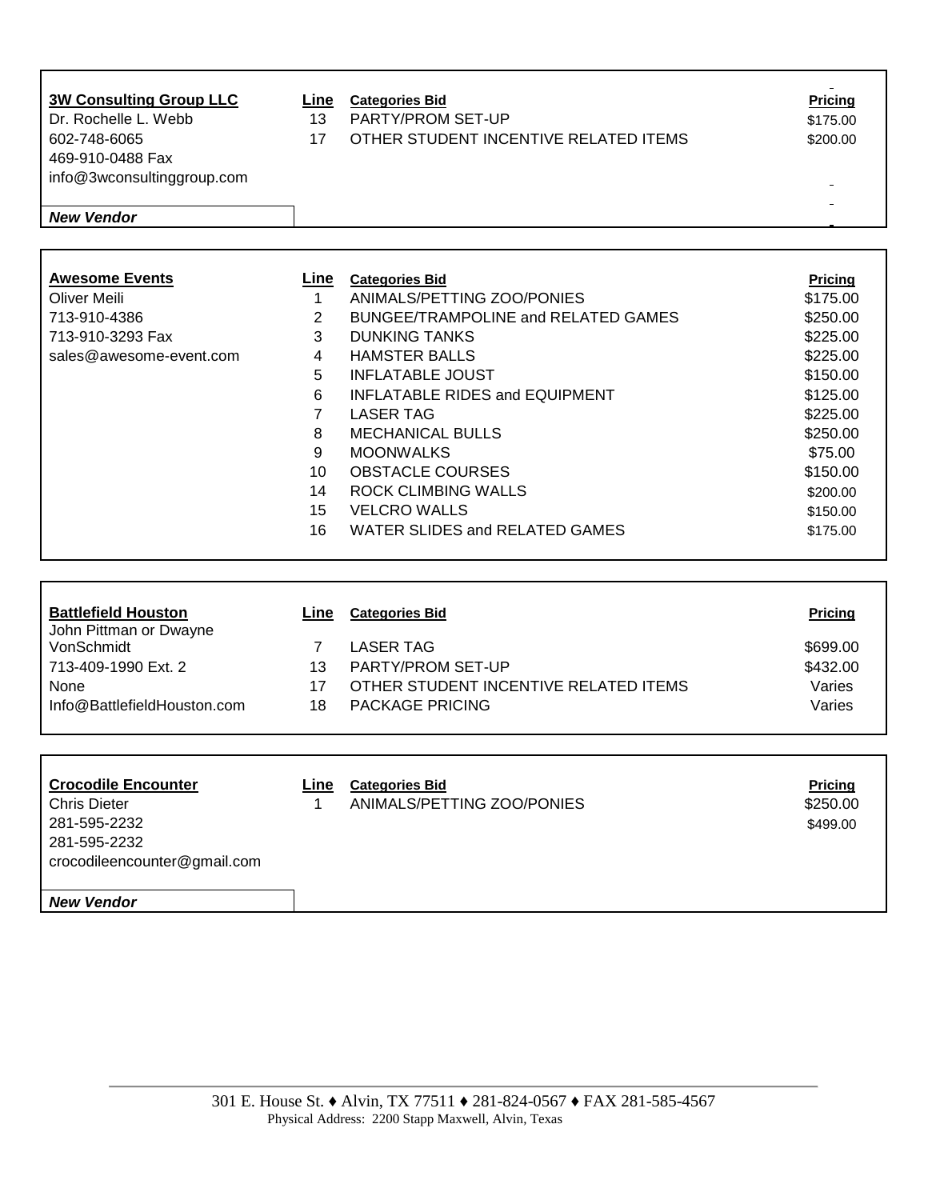| **3W Consulting Group LLC** | Line | Categories Bid | Pricing |
|---|---|---|---|
| Dr. Rochelle L. Webb | 13 | PARTY/PROM SET-UP | $175.00 |
| 602-748-6065 | 17 | OTHER STUDENT INCENTIVE RELATED ITEMS | $200.00 |
| 469-910-0488 Fax | | | |
| info@3wconsultinggroup.com | | | |
| ***New Vendor*** | | | |

| **Awesome Events** | Line | Categories Bid | Pricing |
|---|---|---|---|
| Oliver Meili | 1 | ANIMALS/PETTING ZOO/PONIES | $175.00 |
| 713-910-4386 | 2 | BUNGEE/TRAMPOLINE and RELATED GAMES | $250.00 |
| 713-910-3293 Fax | 3 | DUNKING TANKS | $225.00 |
| sales@awesome-event.com | 4 | HAMSTER BALLS | $225.00 |
| | 5 | INFLATABLE JOUST | $150.00 |
| | 6 | INFLATABLE RIDES and EQUIPMENT | $125.00 |
| | 7 | LASER TAG | $225.00 |
| | 8 | MECHANICAL BULLS | $250.00 |
| | 9 | MOONWALKS | $75.00 |
| | 10 | OBSTACLE COURSES | $150.00 |
| | 14 | ROCK CLIMBING WALLS | $200.00 |
| | 15 | VELCRO WALLS | $150.00 |
| | 16 | WATER SLIDES and RELATED GAMES | $175.00 |

| **Battlefield Houston** | Line | Categories Bid | Pricing |
|---|---|---|---|
| John Pittman or Dwayne VonSchmidt | 7 | LASER TAG | $699.00 |
| 713-409-1990 Ext. 2 | 13 | PARTY/PROM SET-UP | $432.00 |
| None | 17 | OTHER STUDENT INCENTIVE RELATED ITEMS | Varies |
| Info@BattlefieldHouston.com | 18 | PACKAGE PRICING | Varies |

| **Crocodile Encounter** | Line | Categories Bid | Pricing |
|---|---|---|---|
| Chris Dieter | 1 | ANIMALS/PETTING ZOO/PONIES | $250.00 |
| 281-595-2232 | | | $499.00 |
| 281-595-2232 | | | |
| crocodileencounter@gmail.com | | | |
| ***New Vendor*** | | | |

301 E. House St. ♦ Alvin, TX 77511 ♦ 281-824-0567 ♦ FAX 281-585-4567
Physical Address: 2200 Stapp Maxwell, Alvin, Texas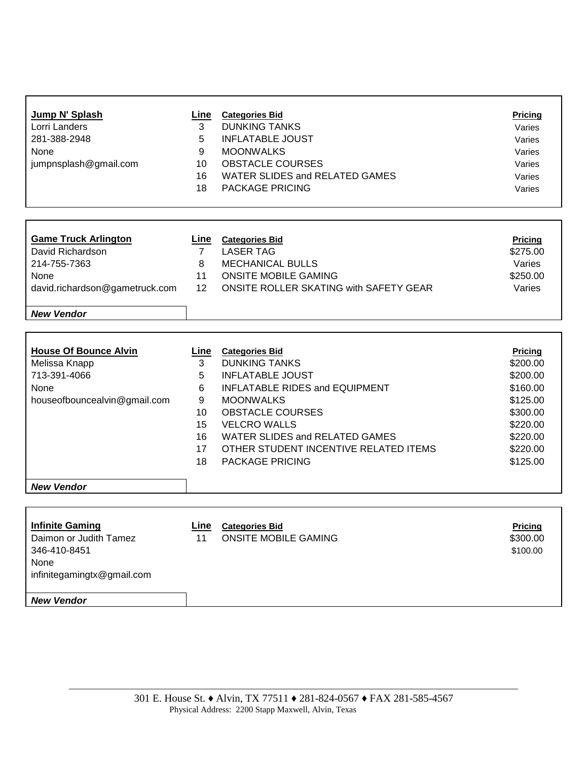**Jump N' Splash**
Lorri Landers
281-388-2948
None
jumpnsplash@gmail.com

| Line | Categories Bid | Pricing |
|---|---|---|
| 3 | DUNKING TANKS | Varies |
| 5 | INFLATABLE JOUST | Varies |
| 9 | MOONWALKS | Varies |
| 10 | OBSTACLE COURSES | Varies |
| 16 | WATER SLIDES and RELATED GAMES | Varies |
| 18 | PACKAGE PRICING | Varies |

**Game Truck Arlington**
David Richardson
214-755-7363
None
david.richardson@gametruck.com

***New Vendor***

| Line | Categories Bid | Pricing |
|---|---|---|
| 7 | LASER TAG | $275.00 |
| 8 | MECHANICAL BULLS | Varies |
| 11 | ONSITE MOBILE GAMING | $250.00 |
| 12 | ONSITE ROLLER SKATING with SAFETY GEAR | Varies |

**House Of Bounce Alvin**
Melissa Knapp
713-391-4066
None
houseofbouncealvin@gmail.com

***New Vendor***

| Line | Categories Bid | Pricing |
|---|---|---|
| 3 | DUNKING TANKS | $200.00 |
| 5 | INFLATABLE JOUST | $200.00 |
| 6 | INFLATABLE RIDES and EQUIPMENT | $160.00 |
| 9 | MOONWALKS | $125.00 |
| 10 | OBSTACLE COURSES | $300.00 |
| 15 | VELCRO WALLS | $220.00 |
| 16 | WATER SLIDES and RELATED GAMES | $220.00 |
| 17 | OTHER STUDENT INCENTIVE RELATED ITEMS | $220.00 |
| 18 | PACKAGE PRICING | $125.00 |

**Infinite Gaming**
Daimon or Judith Tamez
346-410-8451
None
infinitegamingtx@gmail.com

***New Vendor***

| Line | Categories Bid | Pricing |
|---|---|---|
| 11 | ONSITE MOBILE GAMING | $300.00 |
| | | $100.00 |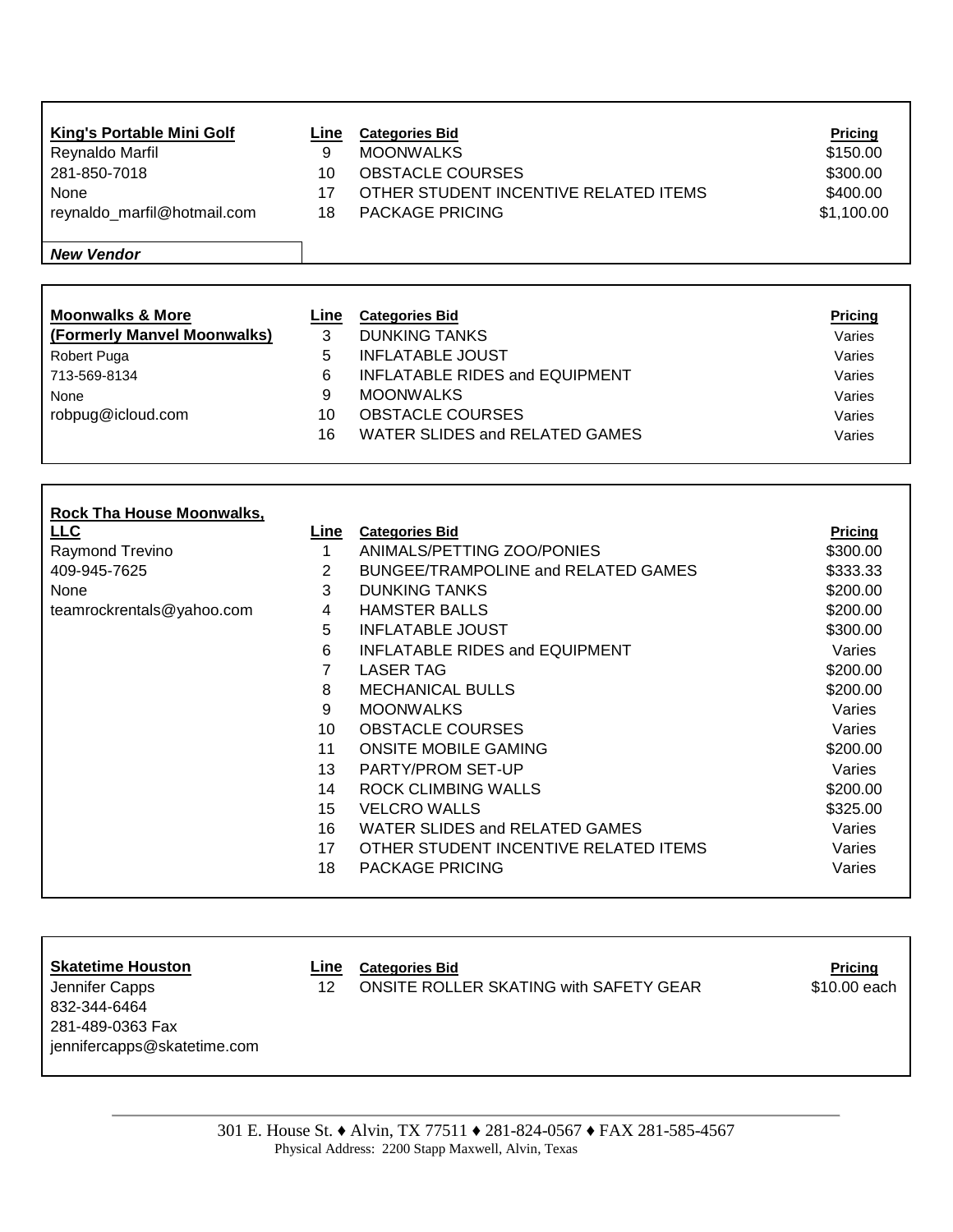| King's Portable Mini Golf | Line | Categories Bid | Pricing |
|---|---|---|---|
| Reynaldo Marfil | 9 | MOONWALKS | $150.00 |
| 281-850-7018 | 10 | OBSTACLE COURSES | $300.00 |
| None | 17 | OTHER STUDENT INCENTIVE RELATED ITEMS | $400.00 |
| reynaldo_marfil@hotmail.com | 18 | PACKAGE PRICING | $1,100.00 |
| *New Vendor* | | | |

| Moonwalks & More (Formerly Manvel Moonwalks) | Line | Categories Bid | Pricing |
|---|---|---|---|
| Robert Puga | 3 | DUNKING TANKS | Varies |
| 713-569-8134 | 5 | INFLATABLE JOUST | Varies |
| None | 6 | INFLATABLE RIDES and EQUIPMENT | Varies |
| robpug@icloud.com | 9 | MOONWALKS | Varies |
| | 10 | OBSTACLE COURSES | Varies |
| | 16 | WATER SLIDES and RELATED GAMES | Varies |

| Rock Tha House Moonwalks, LLC | Line | Categories Bid | Pricing |
|---|---|---|---|
| Raymond Trevino | 1 | ANIMALS/PETTING ZOO/PONIES | $300.00 |
| 409-945-7625 | 2 | BUNGEE/TRAMPOLINE and RELATED GAMES | $333.33 |
| None | 3 | DUNKING TANKS | $200.00 |
| teamrockrentals@yahoo.com | 4 | HAMSTER BALLS | $200.00 |
| | 5 | INFLATABLE JOUST | $300.00 |
| | 6 | INFLATABLE RIDES and EQUIPMENT | Varies |
| | 7 | LASER TAG | $200.00 |
| | 8 | MECHANICAL BULLS | $200.00 |
| | 9 | MOONWALKS | Varies |
| | 10 | OBSTACLE COURSES | Varies |
| | 11 | ONSITE MOBILE GAMING | $200.00 |
| | 13 | PARTY/PROM SET-UP | Varies |
| | 14 | ROCK CLIMBING WALLS | $200.00 |
| | 15 | VELCRO WALLS | $325.00 |
| | 16 | WATER SLIDES and RELATED GAMES | Varies |
| | 17 | OTHER STUDENT INCENTIVE RELATED ITEMS | Varies |
| | 18 | PACKAGE PRICING | Varies |

| Skatetime Houston | Line | Categories Bid | Pricing |
|---|---|---|---|
| Jennifer Capps | 12 | ONSITE ROLLER SKATING with SAFETY GEAR | $10.00 each |
| 832-344-6464 | | | |
| 281-489-0363 Fax | | | |
| jennifercapps@skatetime.com | | | |

301 E. House St. ♦ Alvin, TX 77511 ♦ 281-824-0567 ♦ FAX 281-585-4567
Physical Address: 2200 Stapp Maxwell, Alvin, Texas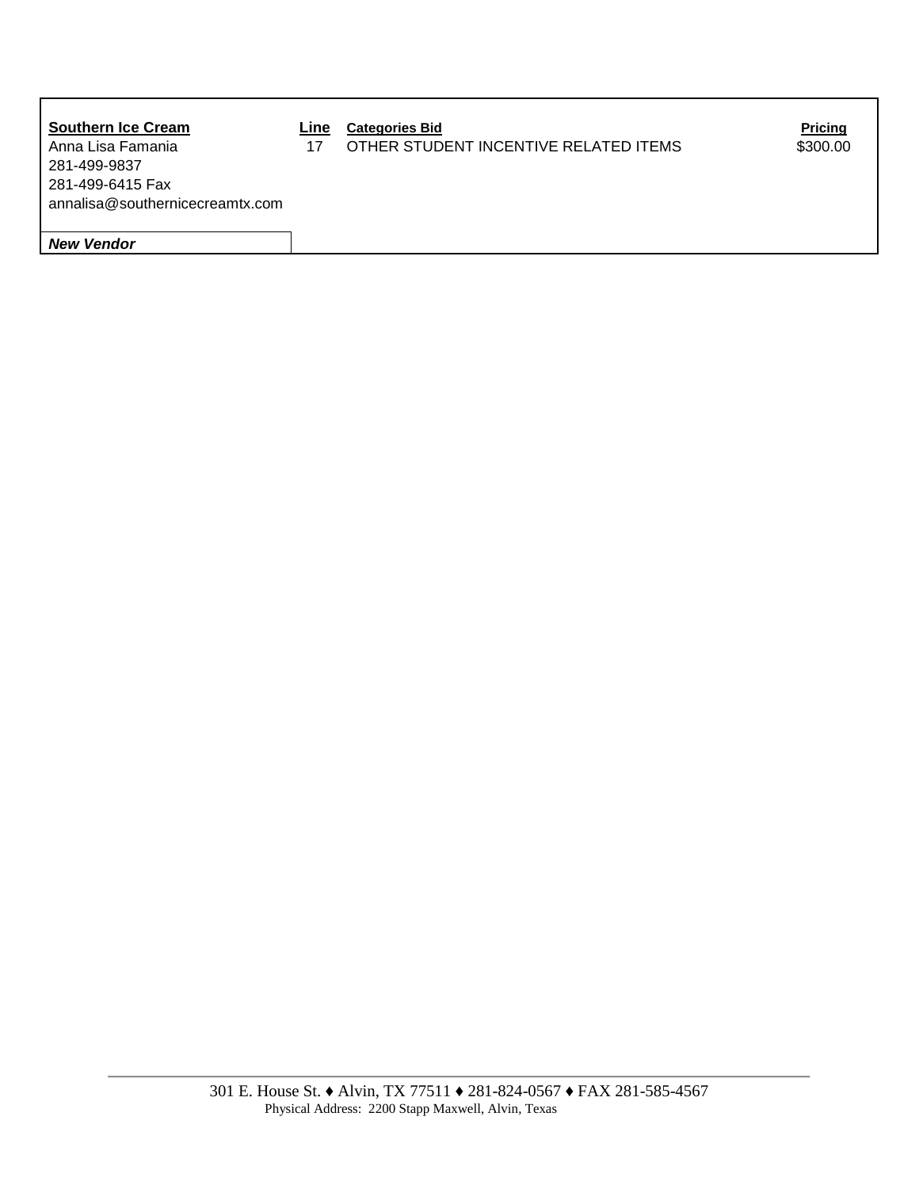| | | | |
|---|---|---|---|
| **Southern Ice Cream** | **Line** | **Categories Bid** | **Pricing** |
| Anna Lisa Famania | 17 | OTHER STUDENT INCENTIVE RELATED ITEMS | $300.00 |
| 281-499-9837 | | | |
| 281-499-6415 Fax | | | |
| annalisa@southernicecreamtx.com | | | |
| ***New Vendor*** | | | |

301 E. House St. ♦ Alvin, TX 77511 ♦ 281-824-0567 ♦ FAX 281-585-4567
Physical Address: 2200 Stapp Maxwell, Alvin, Texas